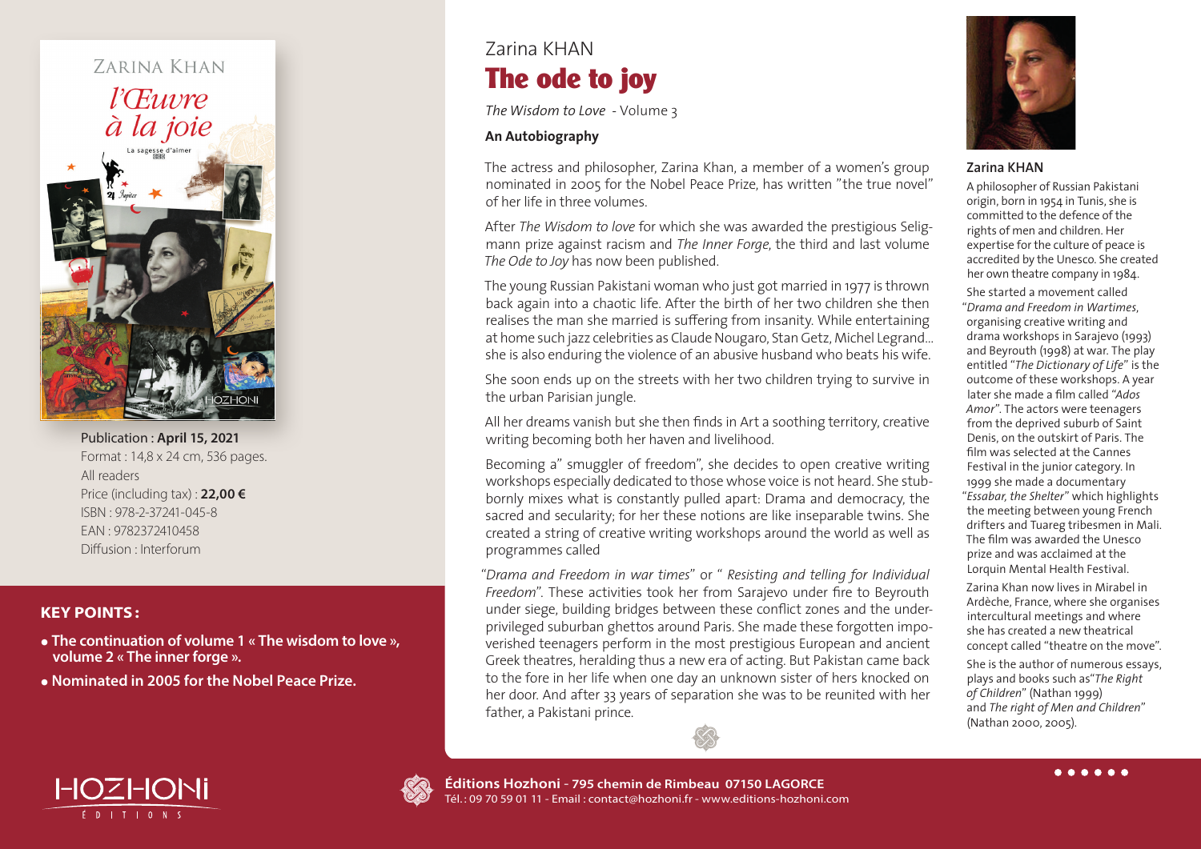# Zarina KHAN

## The ode to joy

*The Wisdom to Love* - Volume 3

**An Autobiography**

The actress and philosopher, Zarina Khan, a member of a women's group nominated in 2005 for the Nobel Peace Prize, has written "the true novel" of her life in three volumes.

After *The Wisdom to love* for which she was awarded the prestigious Seligmann prize against racism and *The Inner Forge*, the third and last volume *The Ode to Joy* has now been published.

The young Russian Pakistani woman who just got married in 1977 is thrown back again into a chaotic life. After the birth of her two children she then realises the man she married is suffering from insanity. While entertaining at home such jazz celebrities as Claude Nougaro, Stan Getz, Michel Legrand... she is also enduring the violence of an abusive husband who beats his wife.

She soon ends up on the streets with her two children trying to survive in the urban Parisian jungle.

All her dreams vanish but she then finds in Art a soothing territory, creative writing becoming both her haven and livelihood.

Becoming a" smuggler of freedom", she decides to open creative writing workshops especially dedicated to those whose voice is not heard. She stubbornly mixes what is constantly pulled apart: Drama and democracy, the sacred and secularity; for her these notions are like inseparable twins. She created a string of creative writing workshops around the world as well as programmes called

"*Drama and Freedom in war times*" or " *Resisting and telling for Individual Freedom*". These activities took her from Sarajevo under fire to Beyrouth under siege, building bridges between these conflict zones and the underprivileged suburban ghettos around Paris. She made these forgotten impoverished teenagers perform in the most prestigious European and ancient Greek theatres, heralding thus a new era of acting. But Pakistan came back to the fore in her life when one day an unknown sister of hers knocked on her door. And after 33 years of separation she was to be reunited with her father, a Pakistani prince.

### Zarina KHAN

A philosopher of Russian Pakistani origin, born in 1954 in Tunis, she is committed to the defence of the rights of men and children. Her expertise for the culture of peace is accredited by the Unesco. She created her own theatre company in 1984.

She started a movement called "*Drama and Freedom in Wartimes*, organising creative writing and drama workshops in Sarajevo (1993) and Beyrouth (1998) at war. The play entitled "*The Dictionary of Life*" is the outcome of these workshops. A year later she made a film called *"Ados Amor"*. The actors were teenagers from the deprived suburb of Saint Denis, on the outskirt of Paris. The film was selected at the Cannes Festival in the junior category. In 1999 she made a documentary "*Essabar, the Shelter*" which highlights the meeting between young French drifters and Tuareg tribesmen in Mali. The film was awarded the Unesco prize and was acclaimed at the Lorquin Mental Health Festival.

Zarina Khan now lives in Mirabel in Ardèche, France, where she organises intercultural meetings and where she has created a new theatrical concept called "theatre on the move".

She is the author of numerous essays, plays and books such as"*The Right of Children*" (Nathan 1999) and *The right of Men and Children*" (Nathan 2000, 2005).

Publication : **April 15, 2021**
Format : 14,8 x 24 cm, 536 pages.
All readers
Price (including tax) : **22,00 €**
ISBN : 978-2-37241-045-8
EAN : 9782372410458
Diffusion : Interforum

### KEY POINTS :

- **The continuation of volume 1 « The wisdom to love », volume 2 « The inner forge ».**
- **Nominated in 2005 for the Nobel Peace Prize.**

**Éditions Hozhoni - 795 chemin de Rimbeau 07150 LAGORCE**
Tél. : 09 70 59 01 11 - Email : contact@hozhoni.fr - www.editions-hozhoni.com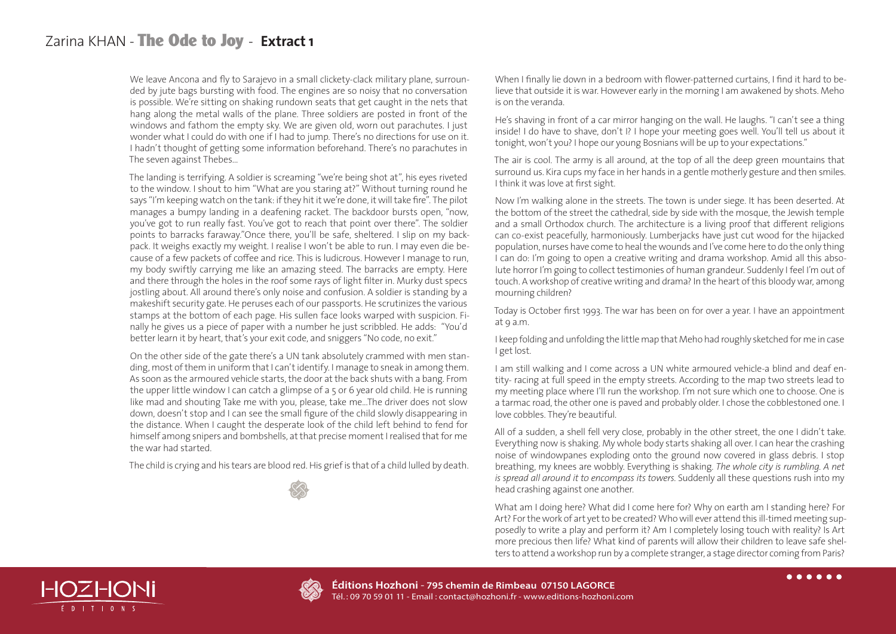# Zarina KHAN - The Ode to Joy - **Extract 1**

We leave Ancona and fly to Sarajevo in a small clickety-clack military plane, surrounded by jute bags bursting with food. The engines are so noisy that no conversation is possible. We're sitting on shaking rundown seats that get caught in the nets that hang along the metal walls of the plane. Three soldiers are posted in front of the windows and fathom the empty sky. We are given old, worn out parachutes. I just wonder what I could do with one if I had to jump. There's no directions for use on it. I hadn't thought of getting some information beforehand. There's no parachutes in The seven against Thebes...

The landing is terrifying. A soldier is screaming "we're being shot at", his eyes riveted to the window. I shout to him "What are you staring at?" Without turning round he says "I'm keeping watch on the tank: if they hit it we're done, it will take fire". The pilot manages a bumpy landing in a deafening racket. The backdoor bursts open, "now, you've got to run really fast. You've got to reach that point over there". The soldier points to barracks faraway."Once there, you'll be safe, sheltered. I slip on my backpack. It weighs exactly my weight. I realise I won't be able to run. I may even die because of a few packets of coffee and rice. This is ludicrous. However I manage to run, my body swiftly carrying me like an amazing steed. The barracks are empty. Here and there through the holes in the roof some rays of light filter in. Murky dust specs jostling about. All around there's only noise and confusion. A soldier is standing by a makeshift security gate. He peruses each of our passports. He scrutinizes the various stamps at the bottom of each page. His sullen face looks warped with suspicion. Finally he gives us a piece of paper with a number he just scribbled. He adds: "You'd better learn it by heart, that's your exit code, and sniggers "No code, no exit."

On the other side of the gate there's a UN tank absolutely crammed with men standing, most of them in uniform that I can't identify. I manage to sneak in among them. As soon as the armoured vehicle starts, the door at the back shuts with a bang. From the upper little window I can catch a glimpse of a 5 or 6 year old child. He is running like mad and shouting Take me with you, please, take me...The driver does not slow down, doesn't stop and I can see the small figure of the child slowly disappearing in the distance. When I caught the desperate look of the child left behind to fend for himself among snipers and bombshells, at that precise moment I realised that for me the war had started.

The child is crying and his tears are blood red. His grief is that of a child lulled by death.

When I finally lie down in a bedroom with flower-patterned curtains, I find it hard to believe that outside it is war. However early in the morning I am awakened by shots. Meho is on the veranda.

He's shaving in front of a car mirror hanging on the wall. He laughs. "I can't see a thing inside! I do have to shave, don't I? I hope your meeting goes well. You'll tell us about it tonight, won't you? I hope our young Bosnians will be up to your expectations."

The air is cool. The army is all around, at the top of all the deep green mountains that surround us. Kira cups my face in her hands in a gentle motherly gesture and then smiles. I think it was love at first sight.

Now I'm walking alone in the streets. The town is under siege. It has been deserted. At the bottom of the street the cathedral, side by side with the mosque, the Jewish temple and a small Orthodox church. The architecture is a living proof that different religions can co-exist peacefully, harmoniously. Lumberjacks have just cut wood for the hijacked population, nurses have come to heal the wounds and I've come here to do the only thing I can do: I'm going to open a creative writing and drama workshop. Amid all this absolute horror I'm going to collect testimonies of human grandeur. Suddenly I feel I'm out of touch. A workshop of creative writing and drama? In the heart of this bloody war, among mourning children?

Today is October first 1993. The war has been on for over a year. I have an appointment at 9 a.m.

I keep folding and unfolding the little map that Meho had roughly sketched for me in case I get lost.

I am still walking and I come across a UN white armoured vehicle-a blind and deaf entity- racing at full speed in the empty streets. According to the map two streets lead to my meeting place where I'll run the workshop. I'm not sure which one to choose. One is a tarmac road, the other one is paved and probably older. I chose the cobblestoned one. I love cobbles. They're beautiful.

All of a sudden, a shell fell very close, probably in the other street, the one I didn't take. Everything now is shaking. My whole body starts shaking all over. I can hear the crashing noise of windowpanes exploding onto the ground now covered in glass debris. I stop breathing, my knees are wobbly. Everything is shaking. *The whole city is rumbling. A net is spread all around it to encompass its towers.* Suddenly all these questions rush into my head crashing against one another.

What am I doing here? What did I come here for? Why on earth am I standing here? For Art? For the work of art yet to be created? Who will ever attend this ill-timed meeting supposedly to write a play and perform it? Am I completely losing touch with reality? Is Art more precious then life? What kind of parents will allow their children to leave safe shelters to attend a workshop run by a complete stranger, a stage director coming from Paris?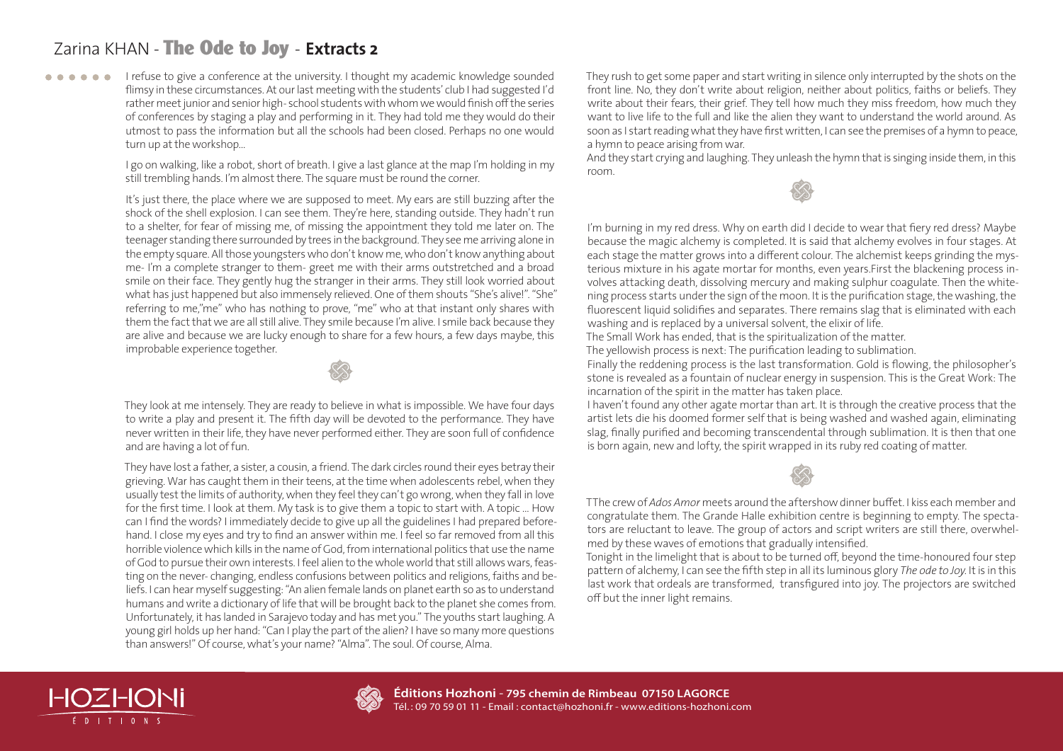# Zarina KHAN - The Ode to Joy - Extracts 2

I refuse to give a conference at the university. I thought my academic knowledge sounded flimsy in these circumstances. At our last meeting with the students' club I had suggested I'd rather meet junior and senior high- school students with whom we would finish off the series of conferences by staging a play and performing in it. They had told me they would do their utmost to pass the information but all the schools had been closed. Perhaps no one would turn up at the workshop...

I go on walking, like a robot, short of breath. I give a last glance at the map I'm holding in my still trembling hands. I'm almost there. The square must be round the corner.

It's just there, the place where we are supposed to meet. My ears are still buzzing after the shock of the shell explosion. I can see them. They're here, standing outside. They hadn't run to a shelter, for fear of missing me, of missing the appointment they told me later on. The teenager standing there surrounded by trees in the background. They see me arriving alone in the empty square. All those youngsters who don't know me, who don't know anything about me- I'm a complete stranger to them- greet me with their arms outstretched and a broad smile on their face. They gently hug the stranger in their arms. They still look worried about what has just happened but also immensely relieved. One of them shouts "She's alive!". "She" referring to me,"me" who has nothing to prove, "me" who at that instant only shares with them the fact that we are all still alive. They smile because I'm alive. I smile back because they are alive and because we are lucky enough to share for a few hours, a few days maybe, this improbable experience together.

They look at me intensely. They are ready to believe in what is impossible. We have four days to write a play and present it. The fifth day will be devoted to the performance. They have never written in their life, they have never performed either. They are soon full of confidence and are having a lot of fun.

They have lost a father, a sister, a cousin, a friend. The dark circles round their eyes betray their grieving. War has caught them in their teens, at the time when adolescents rebel, when they usually test the limits of authority, when they feel they can't go wrong, when they fall in love for the first time. I look at them. My task is to give them a topic to start with. A topic ... How can I find the words? I immediately decide to give up all the guidelines I had prepared beforehand. I close my eyes and try to find an answer within me. I feel so far removed from all this horrible violence which kills in the name of God, from international politics that use the name of God to pursue their own interests. I feel alien to the whole world that still allows wars, feasting on the never- changing, endless confusions between politics and religions, faiths and beliefs. I can hear myself suggesting: "An alien female lands on planet earth so as to understand humans and write a dictionary of life that will be brought back to the planet she comes from. Unfortunately, it has landed in Sarajevo today and has met you." The youths start laughing. A young girl holds up her hand: "Can I play the part of the alien? I have so many more questions than answers!" Of course, what's your name? "Alma". The soul. Of course, Alma.

They rush to get some paper and start writing in silence only interrupted by the shots on the front line. No, they don't write about religion, neither about politics, faiths or beliefs. They write about their fears, their grief. They tell how much they miss freedom, how much they want to live life to the full and like the alien they want to understand the world around. As soon as I start reading what they have first written, I can see the premises of a hymn to peace, a hymn to peace arising from war.

And they start crying and laughing. They unleash the hymn that is singing inside them, in this room.

I'm burning in my red dress. Why on earth did I decide to wear that fiery red dress? Maybe because the magic alchemy is completed. It is said that alchemy evolves in four stages. At each stage the matter grows into a different colour. The alchemist keeps grinding the mysterious mixture in his agate mortar for months, even years.First the blackening process involves attacking death, dissolving mercury and making sulphur coagulate. Then the whitening process starts under the sign of the moon. It is the purification stage, the washing, the fluorescent liquid solidifies and separates. There remains slag that is eliminated with each washing and is replaced by a universal solvent, the elixir of life.

The Small Work has ended, that is the spiritualization of the matter.

The yellowish process is next: The purification leading to sublimation.

Finally the reddening process is the last transformation. Gold is flowing, the philosopher's stone is revealed as a fountain of nuclear energy in suspension. This is the Great Work: The incarnation of the spirit in the matter has taken place.

I haven't found any other agate mortar than art. It is through the creative process that the artist lets die his doomed former self that is being washed and washed again, eliminating slag, finally purified and becoming transcendental through sublimation. It is then that one is born again, new and lofty, the spirit wrapped in its ruby red coating of matter.

TThe crew of *Ados Amor* meets around the aftershow dinner buffet. I kiss each member and congratulate them. The Grande Halle exhibition centre is beginning to empty. The spectators are reluctant to leave. The group of actors and script writers are still there, overwhelmed by these waves of emotions that gradually intensified.

Tonight in the limelight that is about to be turned off, beyond the time-honoured four step pattern of alchemy, I can see the fifth step in all its luminous glory *The ode to Joy*. It is in this last work that ordeals are transformed, transfigured into joy. The projectors are switched off but the inner light remains.

**Éditions Hozhoni - 795 chemin de Rimbeau 07150 LAGORCE**
Tél. : 09 70 59 01 11 - Email : contact@hozhoni.fr - www.editions-hozhoni.com